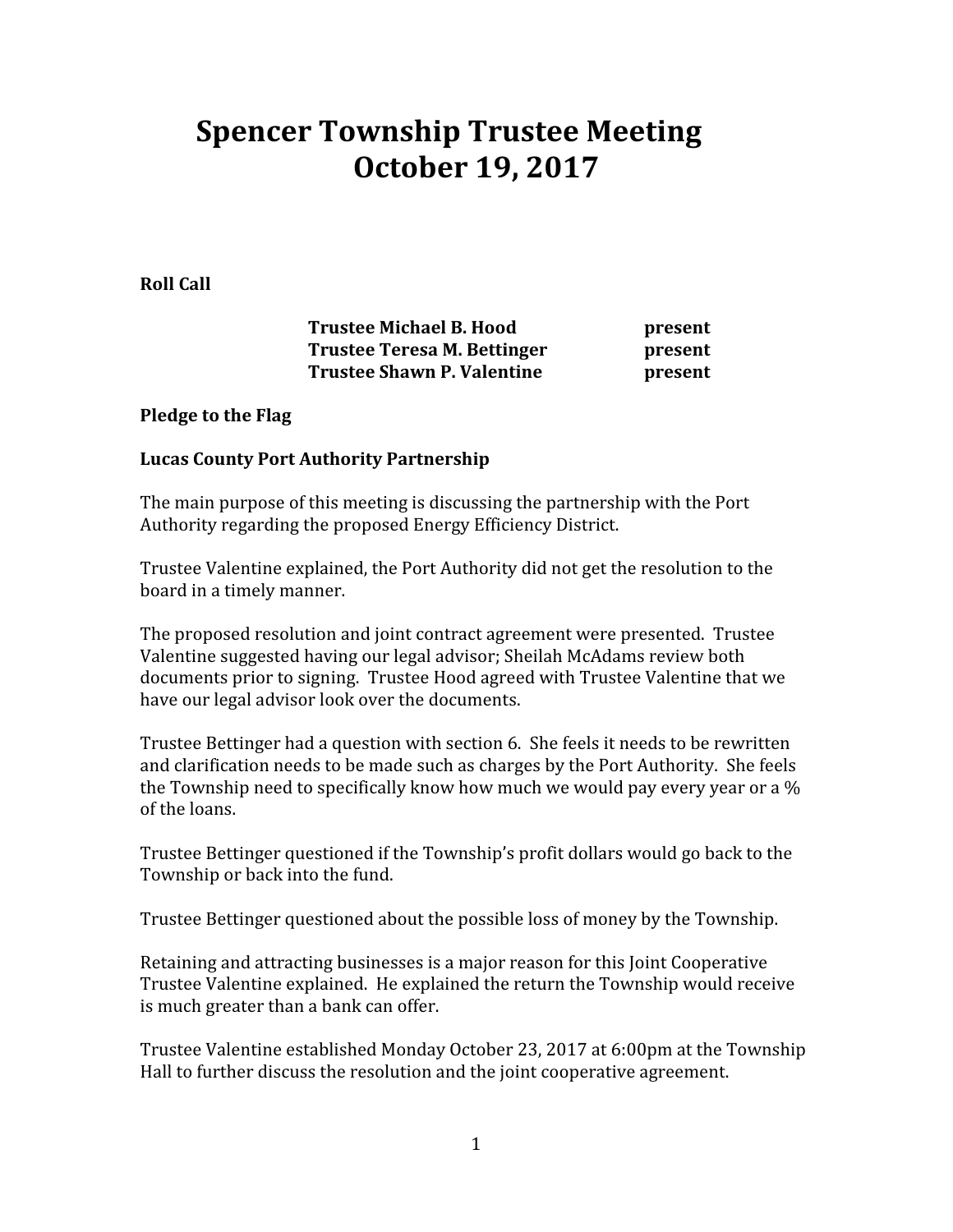# Spencer Township Trustee Meeting
# October 19, 2017

**Roll Call**

| | |
|---|---|
| **Trustee Michael B. Hood** | **present** |
| **Trustee Teresa M. Bettinger** | **present** |
| **Trustee Shawn P. Valentine** | **present** |

**Pledge to the Flag**

**Lucas County Port Authority Partnership**

The main purpose of this meeting is discussing the partnership with the Port Authority regarding the proposed Energy Efficiency District.

Trustee Valentine explained, the Port Authority did not get the resolution to the board in a timely manner.

The proposed resolution and joint contract agreement were presented. Trustee Valentine suggested having our legal advisor; Sheilah McAdams review both documents prior to signing. Trustee Hood agreed with Trustee Valentine that we have our legal advisor look over the documents.

Trustee Bettinger had a question with section 6. She feels it needs to be rewritten and clarification needs to be made such as charges by the Port Authority. She feels the Township need to specifically know how much we would pay every year or a % of the loans.

Trustee Bettinger questioned if the Township's profit dollars would go back to the Township or back into the fund.

Trustee Bettinger questioned about the possible loss of money by the Township.

Retaining and attracting businesses is a major reason for this Joint Cooperative Trustee Valentine explained. He explained the return the Township would receive is much greater than a bank can offer.

Trustee Valentine established Monday October 23, 2017 at 6:00pm at the Township Hall to further discuss the resolution and the joint cooperative agreement.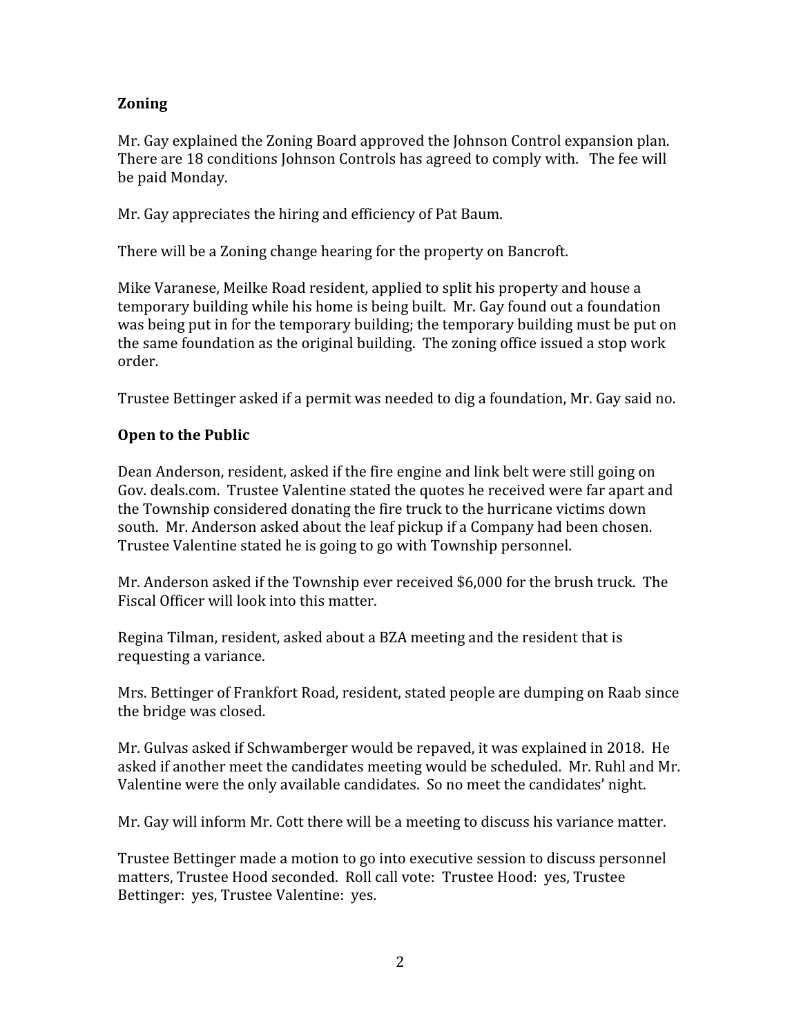**Zoning**

Mr. Gay explained the Zoning Board approved the Johnson Control expansion plan. There are 18 conditions Johnson Controls has agreed to comply with. The fee will be paid Monday.

Mr. Gay appreciates the hiring and efficiency of Pat Baum.

There will be a Zoning change hearing for the property on Bancroft.

Mike Varanese, Meilke Road resident, applied to split his property and house a temporary building while his home is being built. Mr. Gay found out a foundation was being put in for the temporary building; the temporary building must be put on the same foundation as the original building. The zoning office issued a stop work order.

Trustee Bettinger asked if a permit was needed to dig a foundation, Mr. Gay said no.

**Open to the Public**

Dean Anderson, resident, asked if the fire engine and link belt were still going on Gov. deals.com. Trustee Valentine stated the quotes he received were far apart and the Township considered donating the fire truck to the hurricane victims down south. Mr. Anderson asked about the leaf pickup if a Company had been chosen. Trustee Valentine stated he is going to go with Township personnel.

Mr. Anderson asked if the Township ever received $6,000 for the brush truck. The Fiscal Officer will look into this matter.

Regina Tilman, resident, asked about a BZA meeting and the resident that is requesting a variance.

Mrs. Bettinger of Frankfort Road, resident, stated people are dumping on Raab since the bridge was closed.

Mr. Gulvas asked if Schwamberger would be repaved, it was explained in 2018. He asked if another meet the candidates meeting would be scheduled. Mr. Ruhl and Mr. Valentine were the only available candidates. So no meet the candidates' night.

Mr. Gay will inform Mr. Cott there will be a meeting to discuss his variance matter.

Trustee Bettinger made a motion to go into executive session to discuss personnel matters, Trustee Hood seconded. Roll call vote: Trustee Hood: yes, Trustee Bettinger: yes, Trustee Valentine: yes.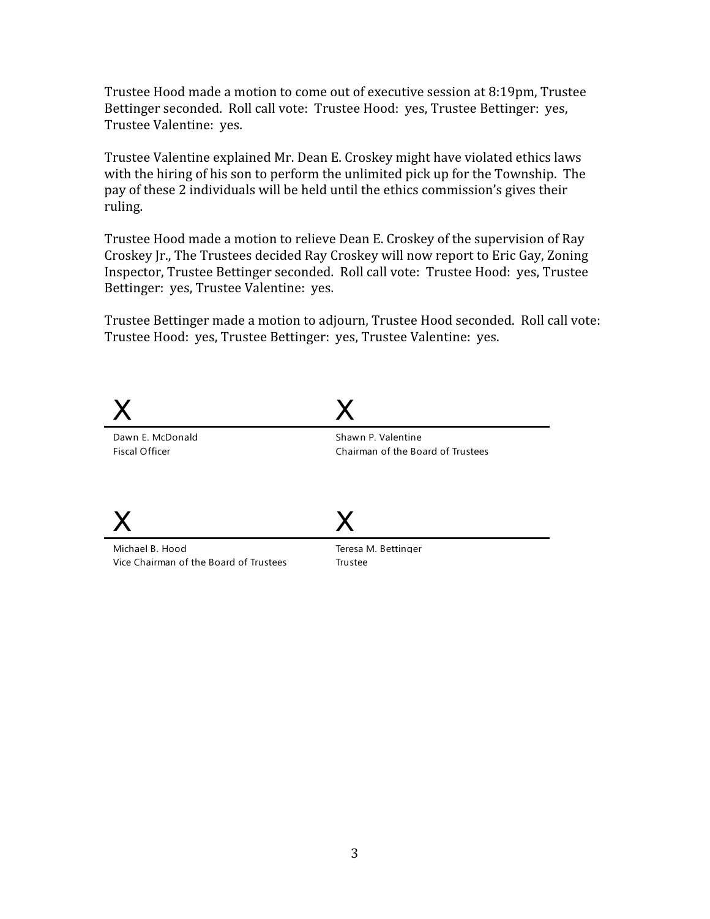Trustee Hood made a motion to come out of executive session at 8:19pm, Trustee Bettinger seconded. Roll call vote: Trustee Hood: yes, Trustee Bettinger: yes, Trustee Valentine: yes.

Trustee Valentine explained Mr. Dean E. Croskey might have violated ethics laws with the hiring of his son to perform the unlimited pick up for the Township. The pay of these 2 individuals will be held until the ethics commission's gives their ruling.

Trustee Hood made a motion to relieve Dean E. Croskey of the supervision of Ray Croskey Jr., The Trustees decided Ray Croskey will now report to Eric Gay, Zoning Inspector, Trustee Bettinger seconded. Roll call vote: Trustee Hood: yes, Trustee Bettinger: yes, Trustee Valentine: yes.

Trustee Bettinger made a motion to adjourn, Trustee Hood seconded. Roll call vote: Trustee Hood: yes, Trustee Bettinger: yes, Trustee Valentine: yes.

X

Dawn E. McDonald
Fiscal Officer

X

Shawn P. Valentine
Chairman of the Board of Trustees

X

Michael B. Hood
Vice Chairman of the Board of Trustees

X

Teresa M. Bettinger
Trustee